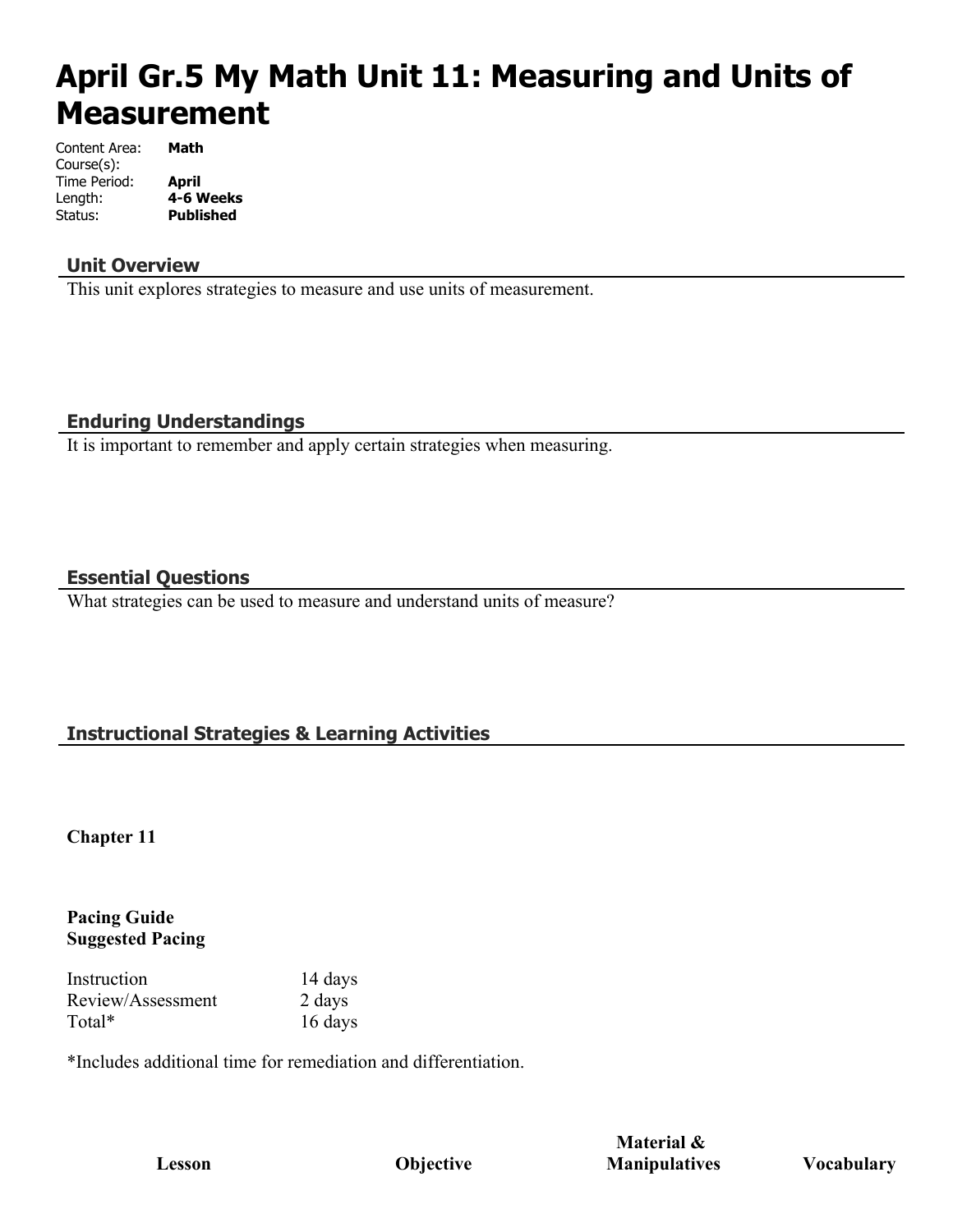# April Gr.5 My Math Unit 11: Measuring and Units of Measurement

Content Area: **Math**
Course(s):
Time Period: **April**
Length: **4-6 Weeks**
Status: **Published**

## Unit Overview

This unit explores strategies to measure and use units of measurement.

## Enduring Understandings

It is important to remember and apply certain strategies when measuring.

## Essential Questions

What strategies can be used to measure and understand units of measure?

## Instructional Strategies & Learning Activities

**Chapter 11**

**Pacing Guide**
**Suggested Pacing**

| Instruction | 14 days |
| --- | --- |
| Review/Assessment | 2 days |
| Total* | 16 days |

*Includes additional time for remediation and differentiation.

| Lesson | Objective | Material & Manipulatives | Vocabulary |
| --- | --- | --- | --- |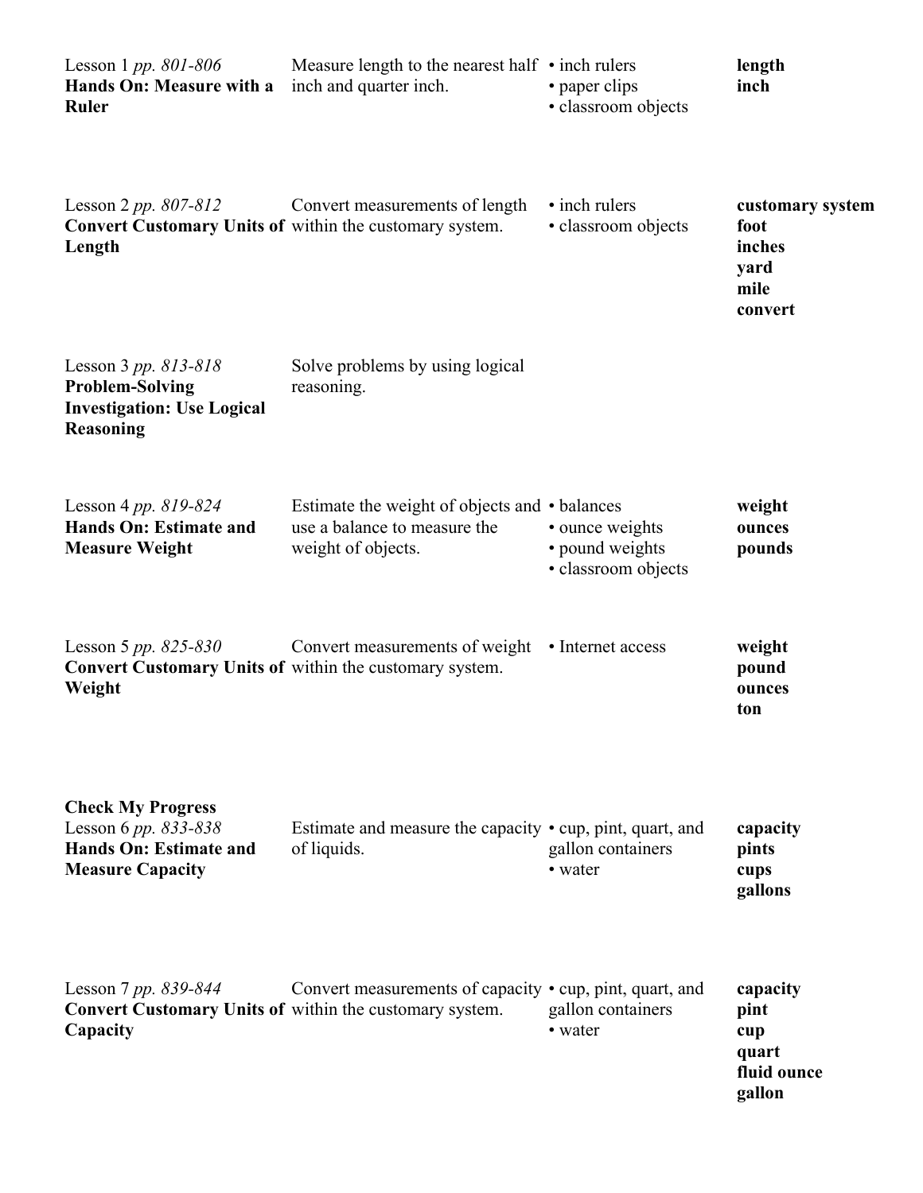| Lesson | Objective | Materials | Vocabulary |
|---|---|---|---|
| Lesson 1 *pp. 801-806* **Hands On: Measure with a Ruler** | Measure length to the nearest half inch and quarter inch. | • inch rulers • paper clips • classroom objects | **length** **inch** |
| Lesson 2 *pp. 807-812* **Convert Customary Units of Length** | Convert measurements of length within the customary system. | • inch rulers • classroom objects | **customary system** **foot** **inches** **yard** **mile** **convert** |
| Lesson 3 *pp. 813-818* **Problem-Solving Investigation: Use Logical Reasoning** | Solve problems by using logical reasoning. | | |
| Lesson 4 *pp. 819-824* **Hands On: Estimate and Measure Weight** | Estimate the weight of objects and use a balance to measure the weight of objects. | • balances • ounce weights • pound weights • classroom objects | **weight** **ounces** **pounds** |
| Lesson 5 *pp. 825-830* **Convert Customary Units of Weight** | Convert measurements of weight within the customary system. | • Internet access | **weight** **pound** **ounces** **ton** |
| **Check My Progress** Lesson 6 *pp. 833-838* **Hands On: Estimate and Measure Capacity** | Estimate and measure the capacity of liquids. | • cup, pint, quart, and gallon containers • water | **capacity** **pints** **cups** **gallons** |
| Lesson 7 *pp. 839-844* **Convert Customary Units of Capacity** | Convert measurements of capacity within the customary system. | • cup, pint, quart, and gallon containers • water | **capacity** **pint** **cup** **quart** **fluid ounce** **gallon** |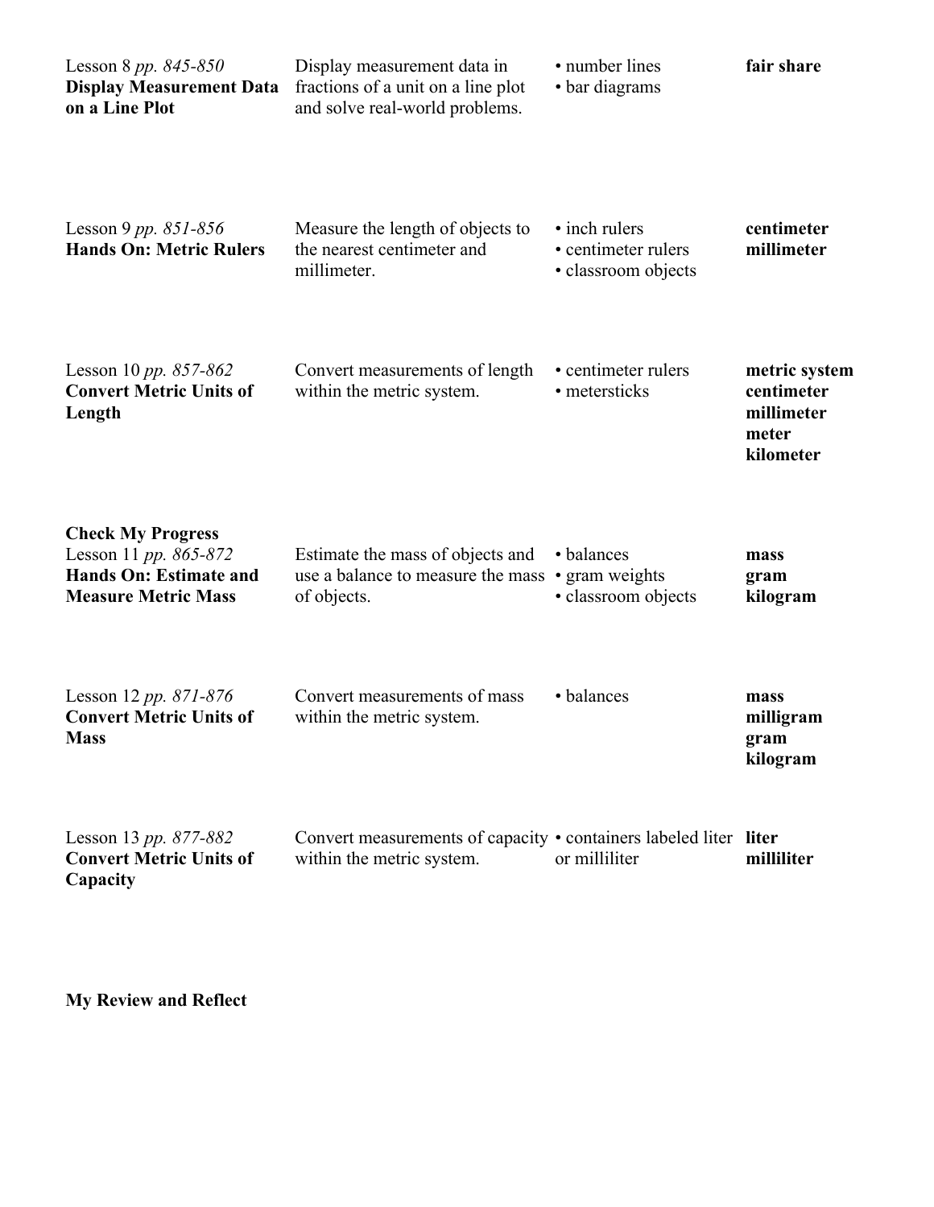| | | | |
|---|---|---|---|
| Lesson 8 *pp. 845-850* **Display Measurement Data on a Line Plot** | Display measurement data in fractions of a unit on a line plot and solve real-world problems. | • number lines<br>• bar diagrams | **fair share** |
| Lesson 9 *pp. 851-856* **Hands On: Metric Rulers** | Measure the length of objects to the nearest centimeter and millimeter. | • inch rulers<br>• centimeter rulers<br>• classroom objects | **centimeter**<br>**millimeter** |
| Lesson 10 *pp. 857-862* **Convert Metric Units of Length** | Convert measurements of length within the metric system. | • centimeter rulers<br>• metersticks | **metric system**<br>**centimeter**<br>**millimeter**<br>**meter**<br>**kilometer** |
| **Check My Progress** | | | |
| Lesson 11 *pp. 865-872* **Hands On: Estimate and Measure Metric Mass** | Estimate the mass of objects and use a balance to measure the mass of objects. | • balances<br>• gram weights<br>• classroom objects | **mass**<br>**gram**<br>**kilogram** |
| Lesson 12 *pp. 871-876* **Convert Metric Units of Mass** | Convert measurements of mass within the metric system. | • balances | **mass**<br>**milligram**<br>**gram**<br>**kilogram** |
| Lesson 13 *pp. 877-882* **Convert Metric Units of Capacity** | Convert measurements of capacity within the metric system. | • containers labeled liter or milliliter | **liter**<br>**milliliter** |

**My Review and Reflect**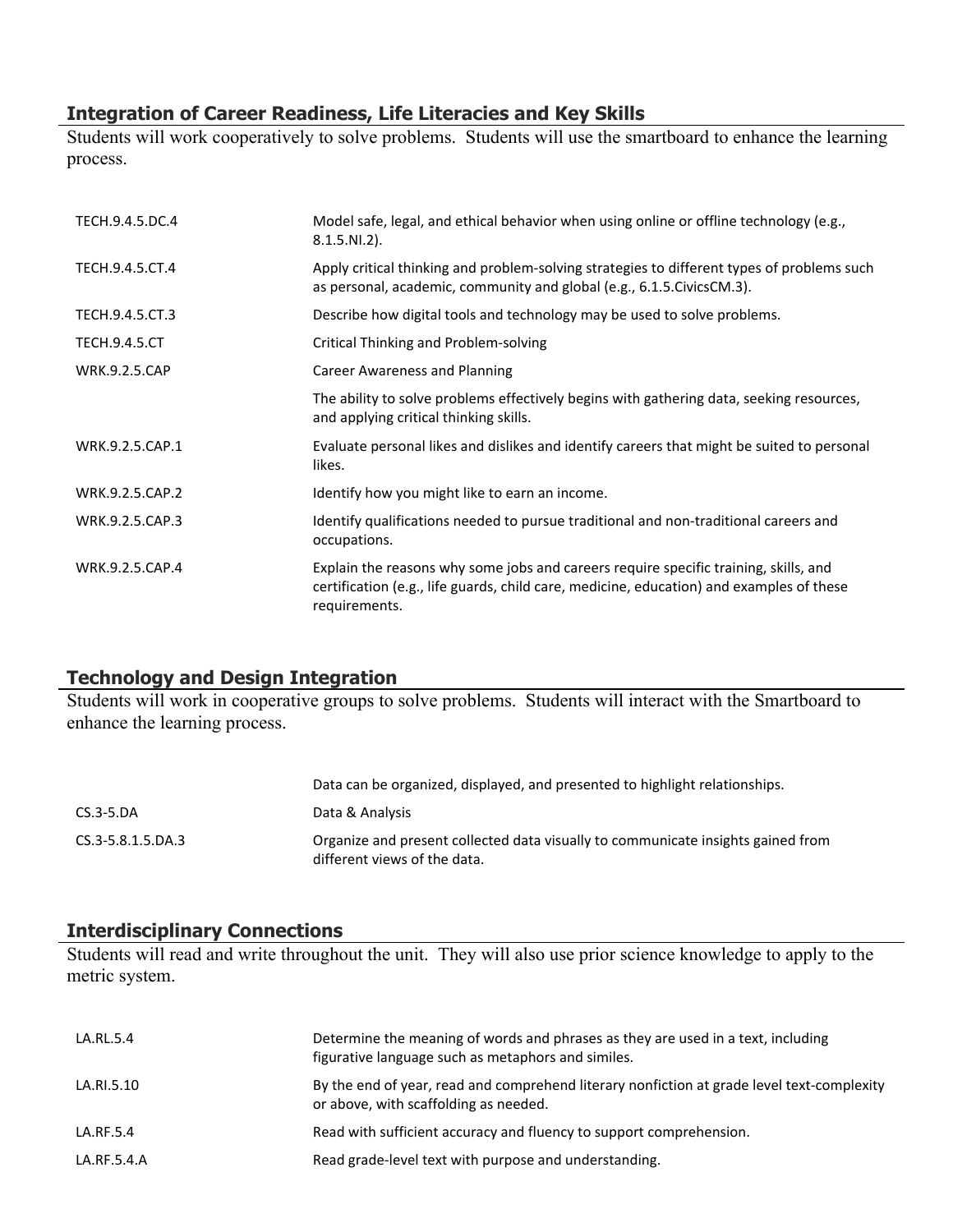## Integration of Career Readiness, Life Literacies and Key Skills

Students will work cooperatively to solve problems. Students will use the smartboard to enhance the learning process.

| | |
|---|---|
| TECH.9.4.5.DC.4 | Model safe, legal, and ethical behavior when using online or offline technology (e.g., 8.1.5.NI.2). |
| TECH.9.4.5.CT.4 | Apply critical thinking and problem-solving strategies to different types of problems such as personal, academic, community and global (e.g., 6.1.5.CivicsCM.3). |
| TECH.9.4.5.CT.3 | Describe how digital tools and technology may be used to solve problems. |
| TECH.9.4.5.CT | Critical Thinking and Problem-solving |
| WRK.9.2.5.CAP | Career Awareness and Planning |
| | The ability to solve problems effectively begins with gathering data, seeking resources, and applying critical thinking skills. |
| WRK.9.2.5.CAP.1 | Evaluate personal likes and dislikes and identify careers that might be suited to personal likes. |
| WRK.9.2.5.CAP.2 | Identify how you might like to earn an income. |
| WRK.9.2.5.CAP.3 | Identify qualifications needed to pursue traditional and non-traditional careers and occupations. |
| WRK.9.2.5.CAP.4 | Explain the reasons why some jobs and careers require specific training, skills, and certification (e.g., life guards, child care, medicine, education) and examples of these requirements. |

## Technology and Design Integration

Students will work in cooperative groups to solve problems. Students will interact with the Smartboard to enhance the learning process.

| | |
|---|---|
| | Data can be organized, displayed, and presented to highlight relationships. |
| CS.3-5.DA | Data & Analysis |
| CS.3-5.8.1.5.DA.3 | Organize and present collected data visually to communicate insights gained from different views of the data. |

## Interdisciplinary Connections

Students will read and write throughout the unit. They will also use prior science knowledge to apply to the metric system.

| | |
|---|---|
| LA.RL.5.4 | Determine the meaning of words and phrases as they are used in a text, including figurative language such as metaphors and similes. |
| LA.RI.5.10 | By the end of year, read and comprehend literary nonfiction at grade level text-complexity or above, with scaffolding as needed. |
| LA.RF.5.4 | Read with sufficient accuracy and fluency to support comprehension. |
| LA.RF.5.4.A | Read grade-level text with purpose and understanding. |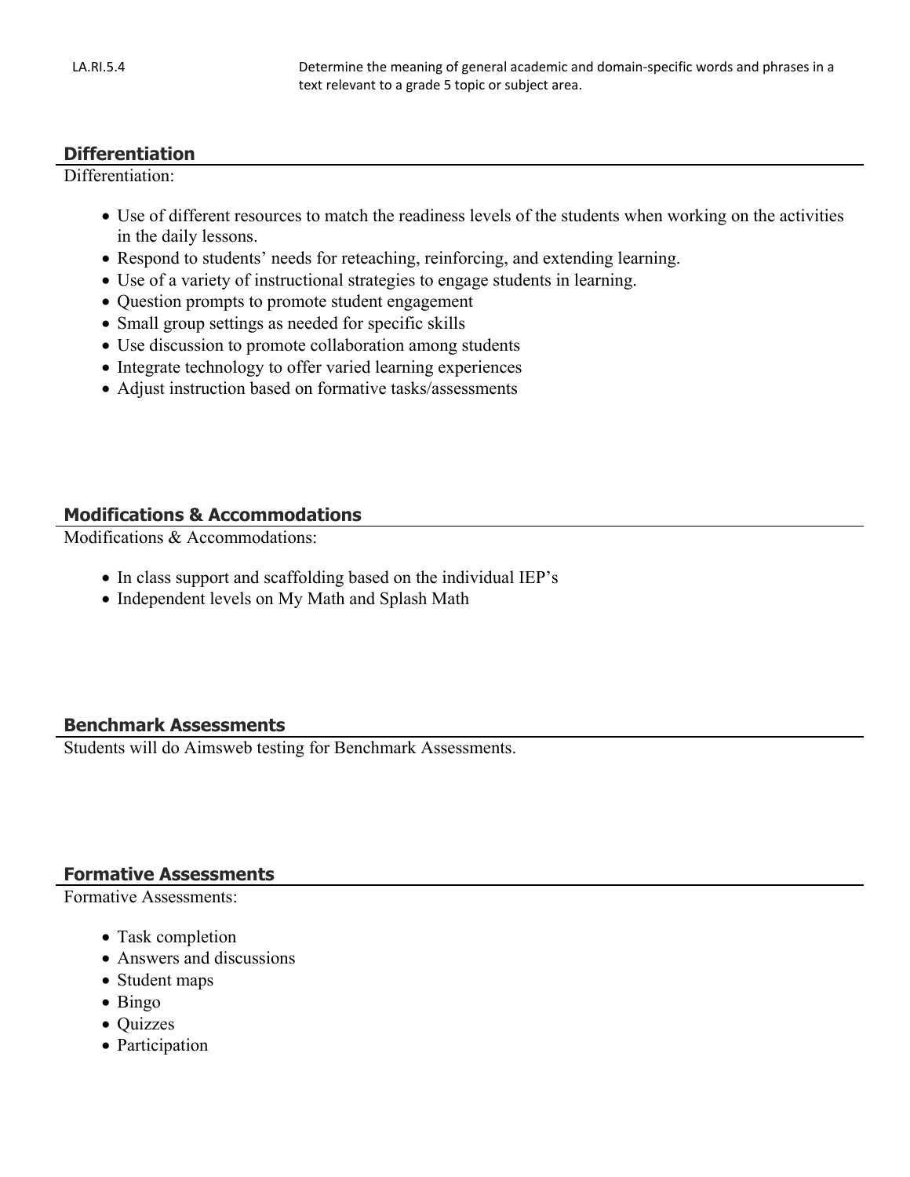| LA.RI.5.4 | Determine the meaning of general academic and domain-specific words and phrases in a text relevant to a grade 5 topic or subject area. |
|---|---|

## Differentiation

Differentiation:

- Use of different resources to match the readiness levels of the students when working on the activities in the daily lessons.
- Respond to students' needs for reteaching, reinforcing, and extending learning.
- Use of a variety of instructional strategies to engage students in learning.
- Question prompts to promote student engagement
- Small group settings as needed for specific skills
- Use discussion to promote collaboration among students
- Integrate technology to offer varied learning experiences
- Adjust instruction based on formative tasks/assessments

## Modifications & Accommodations

Modifications & Accommodations:

- In class support and scaffolding based on the individual IEP's
- Independent levels on My Math and Splash Math

## Benchmark Assessments

Students will do Aimsweb testing for Benchmark Assessments.

## Formative Assessments

Formative Assessments:

- Task completion
- Answers and discussions
- Student maps
- Bingo
- Quizzes
- Participation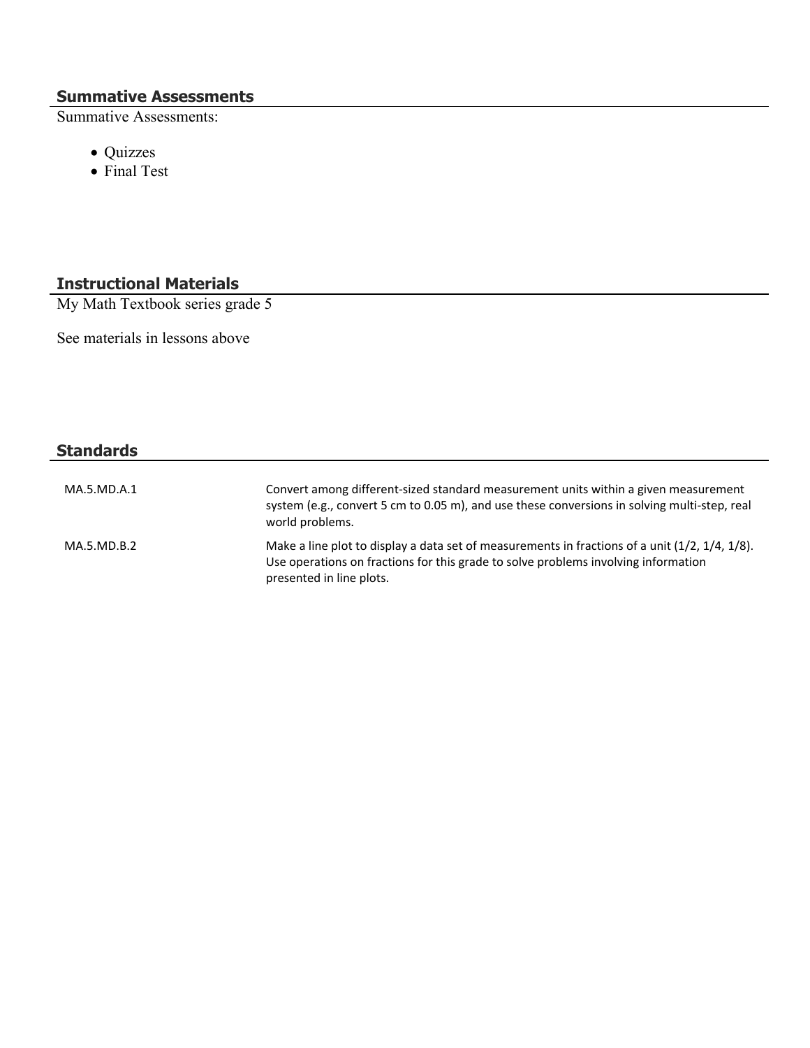## Summative Assessments

Summative Assessments:

- Quizzes
- Final Test

## Instructional Materials

My Math Textbook series grade 5

See materials in lessons above

## Standards

| | |
|---|---|
| MA.5.MD.A.1 | Convert among different-sized standard measurement units within a given measurement system (e.g., convert 5 cm to 0.05 m), and use these conversions in solving multi-step, real world problems. |
| MA.5.MD.B.2 | Make a line plot to display a data set of measurements in fractions of a unit (1/2, 1/4, 1/8). Use operations on fractions for this grade to solve problems involving information presented in line plots. |